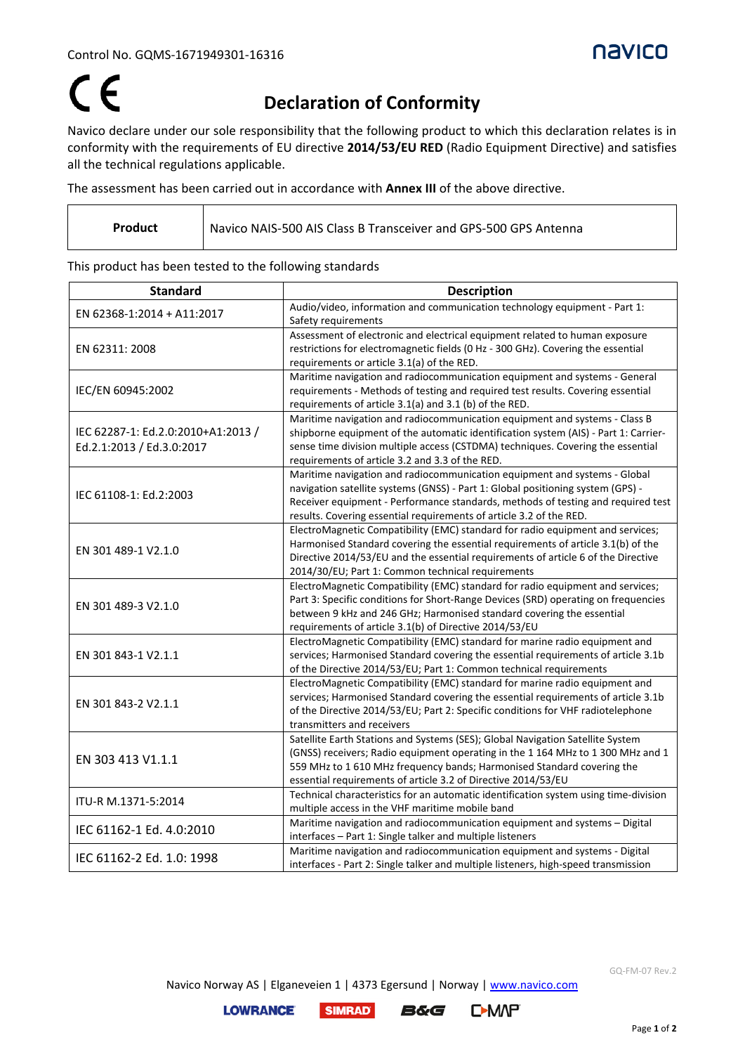Control No. GQMS-1671949301-16316

CE

# Declaration of Conformity

Navico declare under our sole responsibility that the following product to which this declaration relates is in conformity with the requirements of EU directive **2014/53/EU RED** (Radio Equipment Directive) and satisfies all the technical regulations applicable.

The assessment has been carried out in accordance with **Annex III** of the above directive.

| **Product** | Navico NAIS-500 AIS Class B Transceiver and GPS-500 GPS Antenna |
|---|---|

This product has been tested to the following standards

| Standard | Description |
|---|---|
| EN 62368-1:2014 + A11:2017 | Audio/video, information and communication technology equipment - Part 1: Safety requirements |
| EN 62311: 2008 | Assessment of electronic and electrical equipment related to human exposure restrictions for electromagnetic fields (0 Hz - 300 GHz). Covering the essential requirements or article 3.1(a) of the RED. |
| IEC/EN 60945:2002 | Maritime navigation and radiocommunication equipment and systems - General requirements - Methods of testing and required test results. Covering essential requirements of article 3.1(a) and 3.1 (b) of the RED. |
| IEC 62287-1: Ed.2.0:2010+A1:2013 / Ed.2.1:2013 / Ed.3.0:2017 | Maritime navigation and radiocommunication equipment and systems - Class B shipborne equipment of the automatic identification system (AIS) - Part 1: Carrier-sense time division multiple access (CSTDMA) techniques. Covering the essential requirements of article 3.2 and 3.3 of the RED. |
| IEC 61108-1: Ed.2:2003 | Maritime navigation and radiocommunication equipment and systems - Global navigation satellite systems (GNSS) - Part 1: Global positioning system (GPS) - Receiver equipment - Performance standards, methods of testing and required test results. Covering essential requirements of article 3.2 of the RED. |
| EN 301 489-1 V2.1.0 | ElectroMagnetic Compatibility (EMC) standard for radio equipment and services; Harmonised Standard covering the essential requirements of article 3.1(b) of the Directive 2014/53/EU and the essential requirements of article 6 of the Directive 2014/30/EU; Part 1: Common technical requirements |
| EN 301 489-3 V2.1.0 | ElectroMagnetic Compatibility (EMC) standard for radio equipment and services; Part 3: Specific conditions for Short-Range Devices (SRD) operating on frequencies between 9 kHz and 246 GHz; Harmonised standard covering the essential requirements of article 3.1(b) of Directive 2014/53/EU |
| EN 301 843-1 V2.1.1 | ElectroMagnetic Compatibility (EMC) standard for marine radio equipment and services; Harmonised Standard covering the essential requirements of article 3.1b of the Directive 2014/53/EU; Part 1: Common technical requirements |
| EN 301 843-2 V2.1.1 | ElectroMagnetic Compatibility (EMC) standard for marine radio equipment and services; Harmonised Standard covering the essential requirements of article 3.1b of the Directive 2014/53/EU; Part 2: Specific conditions for VHF radiotelephone transmitters and receivers |
| EN 303 413 V1.1.1 | Satellite Earth Stations and Systems (SES); Global Navigation Satellite System (GNSS) receivers; Radio equipment operating in the 1 164 MHz to 1 300 MHz and 1 559 MHz to 1 610 MHz frequency bands; Harmonised Standard covering the essential requirements of article 3.2 of Directive 2014/53/EU |
| ITU-R M.1371-5:2014 | Technical characteristics for an automatic identification system using time-division multiple access in the VHF maritime mobile band |
| IEC 61162-1 Ed. 4.0:2010 | Maritime navigation and radiocommunication equipment and systems – Digital interfaces – Part 1: Single talker and multiple listeners |
| IEC 61162-2 Ed. 1.0: 1998 | Maritime navigation and radiocommunication equipment and systems - Digital interfaces - Part 2: Single talker and multiple listeners, high-speed transmission |

GQ-FM-07 Rev.2

Navico Norway AS | Elganeveien 1 | 4373 Egersund | Norway | www.navico.com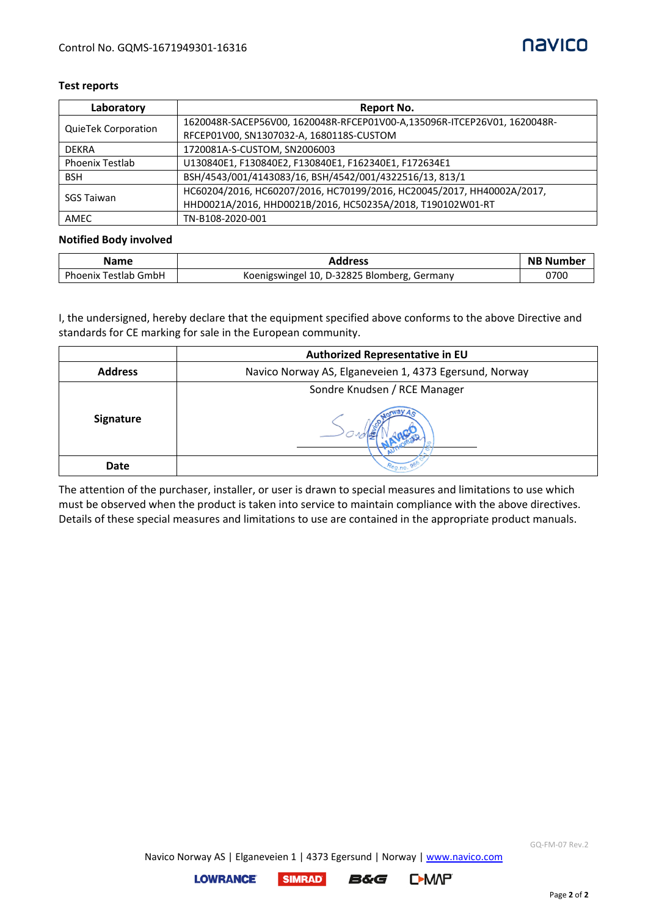Control No. GQMS-1671949301-16316

### Test reports

| Laboratory | Report No. |
|---|---|
| QuieTek Corporation | 1620048R-SACEP56V00, 1620048R-RFCEP01V00-A,135096R-ITCEP26V01, 1620048R-RFCEP01V00, SN1307032-A, 1680118S-CUSTOM |
| DEKRA | 1720081A-S-CUSTOM, SN2006003 |
| Phoenix Testlab | U130840E1, F130840E2, F130840E1, F162340E1, F172634E1 |
| BSH | BSH/4543/001/4143083/16, BSH/4542/001/4322516/13, 813/1 |
| SGS Taiwan | HC60204/2016, HC60207/2016, HC70199/2016, HC20045/2017, HH40002A/2017, HHD0021A/2016, HHD0021B/2016, HC50235A/2018, T190102W01-RT |
| AMEC | TN-B108-2020-001 |

### Notified Body involved

| Name | Address | NB Number |
|---|---|---|
| Phoenix Testlab GmbH | Koenigswingel 10, D-32825 Blomberg, Germany | 0700 |

I, the undersigned, hereby declare that the equipment specified above conforms to the above Directive and standards for CE marking for sale in the European community.

| | Authorized Representative in EU |
|---|---|
| **Address** | Navico Norway AS, Elganeveien 1, 4373 Egersund, Norway |
| **Signature** | Sondre Knudsen / RCE Manager |
| **Date** | |

The attention of the purchaser, installer, or user is drawn to special measures and limitations to use which must be observed when the product is taken into service to maintain compliance with the above directives. Details of these special measures and limitations to use are contained in the appropriate product manuals.

GQ-FM-07 Rev.2

Navico Norway AS | Elganeveien 1 | 4373 Egersund | Norway | www.navico.com